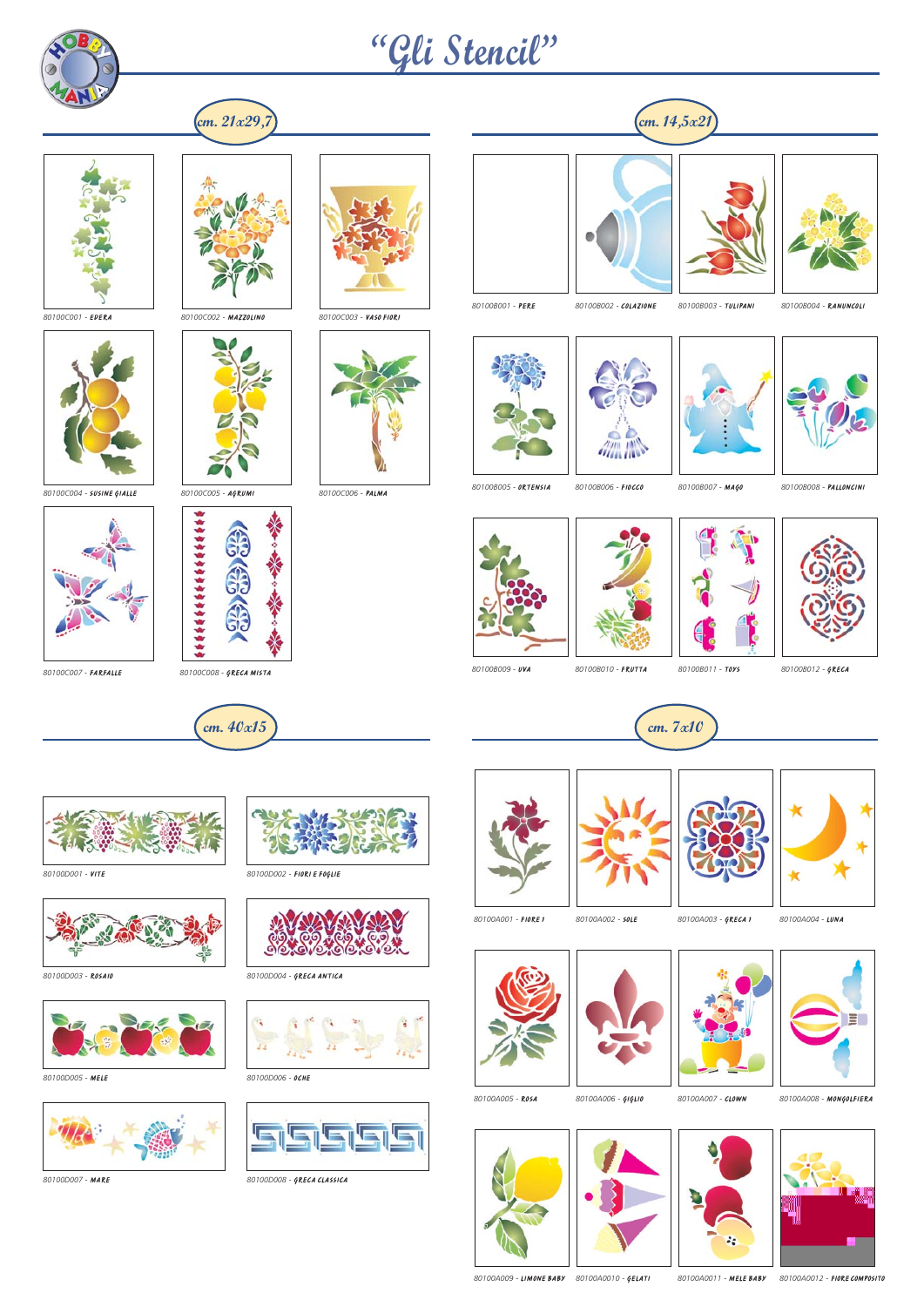# "Gli Stencil"

## cm. 21x29,7

80100C001 - EDERA

80100C002 - MAZZOLINO

80100C003 - VASO FIORI

80100C004 - SUSINE GIALLE

80100C005 - AGRUMI

80100C006 - PALMA

80100C007 - FARFALLE

80100C008 - GRECA MISTA

## cm. 14,5x21

80100B001 - PERE

80100B002 - COLAZIONE

80100B003 - TULIPANI

80100B004 - RANUNCOLI

80100B005 - ORTENSIA

80100B006 - FIOCCO

80100B007 - MAGO

80100B008 - PALLONCINI

80100B009 - UVA

80100B010 - FRUTTA

80100B011 - TOYS

80100B012 - GRECA

## cm. 40x15

80100D001 - VITE

80100D002 - FIORI E FOGLIE

80100D003 - ROSAIO

80100D004 - GRECA ANTICA

80100D005 - MELE

80100D006 - OCHE

80100D007 - MARE

80100D008 - GRECA CLASSICA

## cm. 7x10

80100A001 - FIORE 1

80100A002 - SOLE

80100A003 - GRECA 1

80100A004 - LUNA

80100A005 - ROSA

80100A006 - GIGLIO

80100A007 - CLOWN

80100A008 - MONGOLFIERA

80100A009 - LIMONE BABY

80100A0010 - GELATI

80100A0011 - MELE BABY

80100A0012 - FIORE COMPOSITO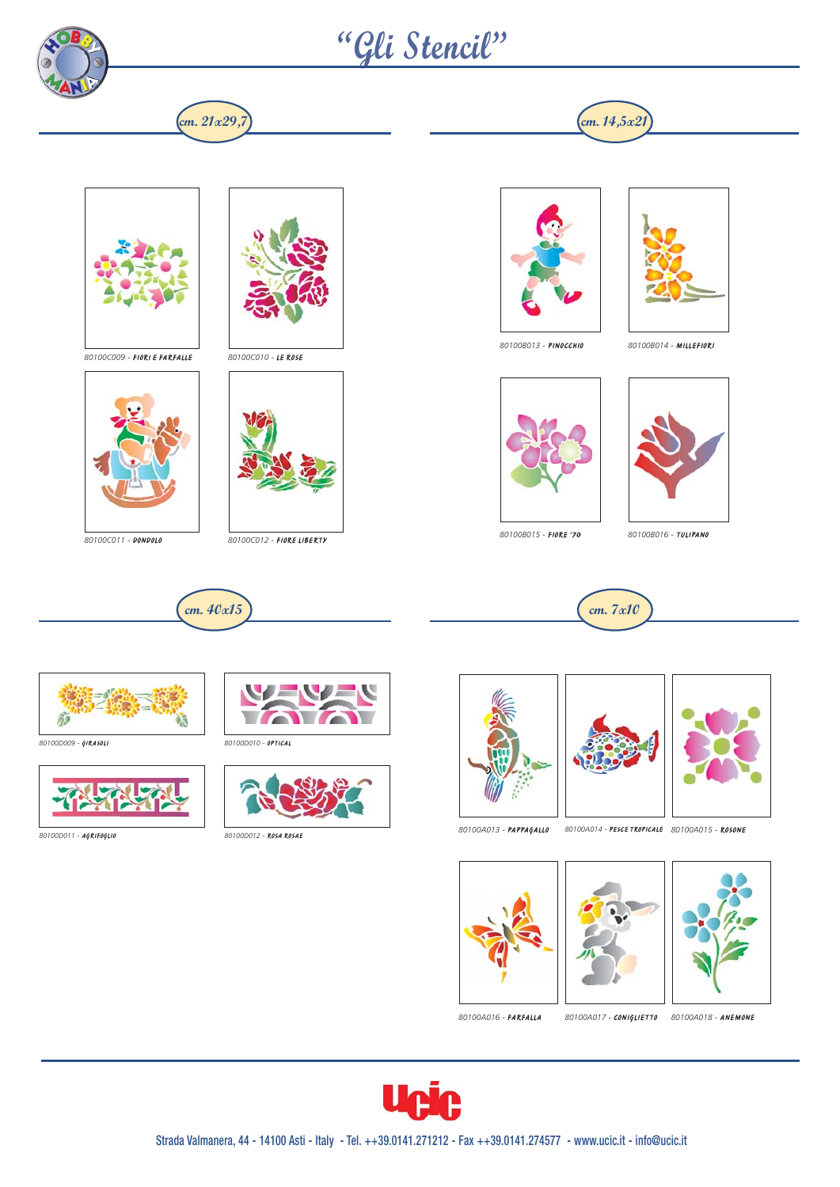# "Gli Stencil"

## cm. 21x29,7

80100C009 - FIORI E FARFALLE

80100C010 - LE ROSE

80100C011 - DONDOLO

80100C012 - FIORE LIBERTY

## cm. 14,5x21

80100B013 - PINOCCHIO

80100B014 - MILLEFIORI

80100B015 - FIORE '70

80100B016 - TULIPANO

## cm. 40x15

80100D009 - GIRASOLI

80100D010 - OPTICAL

80100D011 - AGRIFOGLIO

80100D012 - ROSA ROSAE

## cm. 7x10

80100A013 - PAPPAGALLO

80100A014 - PESCE TROPICALE

80100A015 - ROSONE

80100A016 - FARFALLA

80100A017 - CONIGLIETTO

80100A018 - ANEMONE

Strada Valmanera, 44 - 14100 Asti - Italy - Tel. ++39.0141.271212 - Fax ++39.0141.274577 - www.ucic.it - info@ucic.it